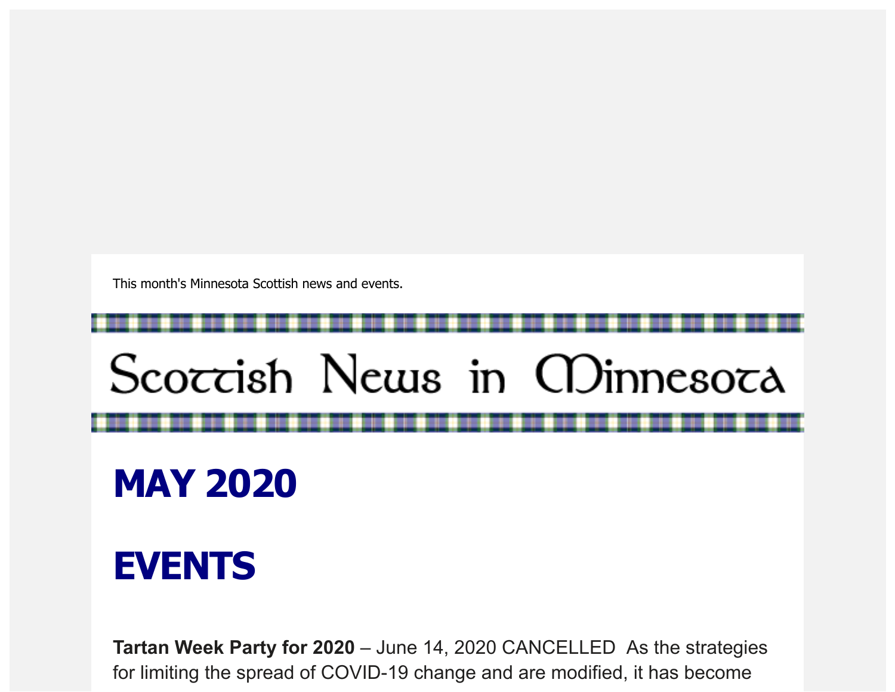This month's Minnesota Scottish news and events.

# Scottish News in Minnesota

# MAY 2020

# EVENTS

**Tartan Week Party for 2020** – June 14, 2020 CANCELLED As the strategies for limiting the spread of COVID-19 change and are modified, it has become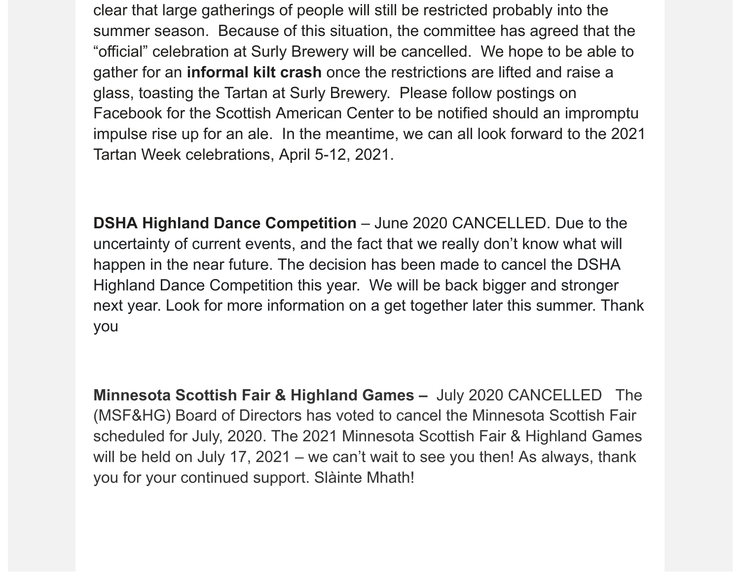clear that large gatherings of people will still be restricted probably into the summer season.  Because of this situation, the committee has agreed that the "official" celebration at Surly Brewery will be cancelled.  We hope to be able to gather for an **informal kilt crash** once the restrictions are lifted and raise a glass, toasting the Tartan at Surly Brewery.  Please follow postings on Facebook for the Scottish American Center to be notified should an impromptu impulse rise up for an ale.  In the meantime, we can all look forward to the 2021 Tartan Week celebrations, April 5-12, 2021.

**DSHA Highland Dance Competition** – June 2020 CANCELLED. Due to the uncertainty of current events, and the fact that we really don't know what will happen in the near future. The decision has been made to cancel the DSHA Highland Dance Competition this year.  We will be back bigger and stronger next year. Look for more information on a get together later this summer. Thank you

**Minnesota Scottish Fair & Highland Games –** July 2020 CANCELLED   The (MSF&HG) Board of Directors has voted to cancel the Minnesota Scottish Fair scheduled for July, 2020. The 2021 Minnesota Scottish Fair & Highland Games will be held on July 17, 2021 – we can't wait to see you then! As always, thank you for your continued support. Slàinte Mhath!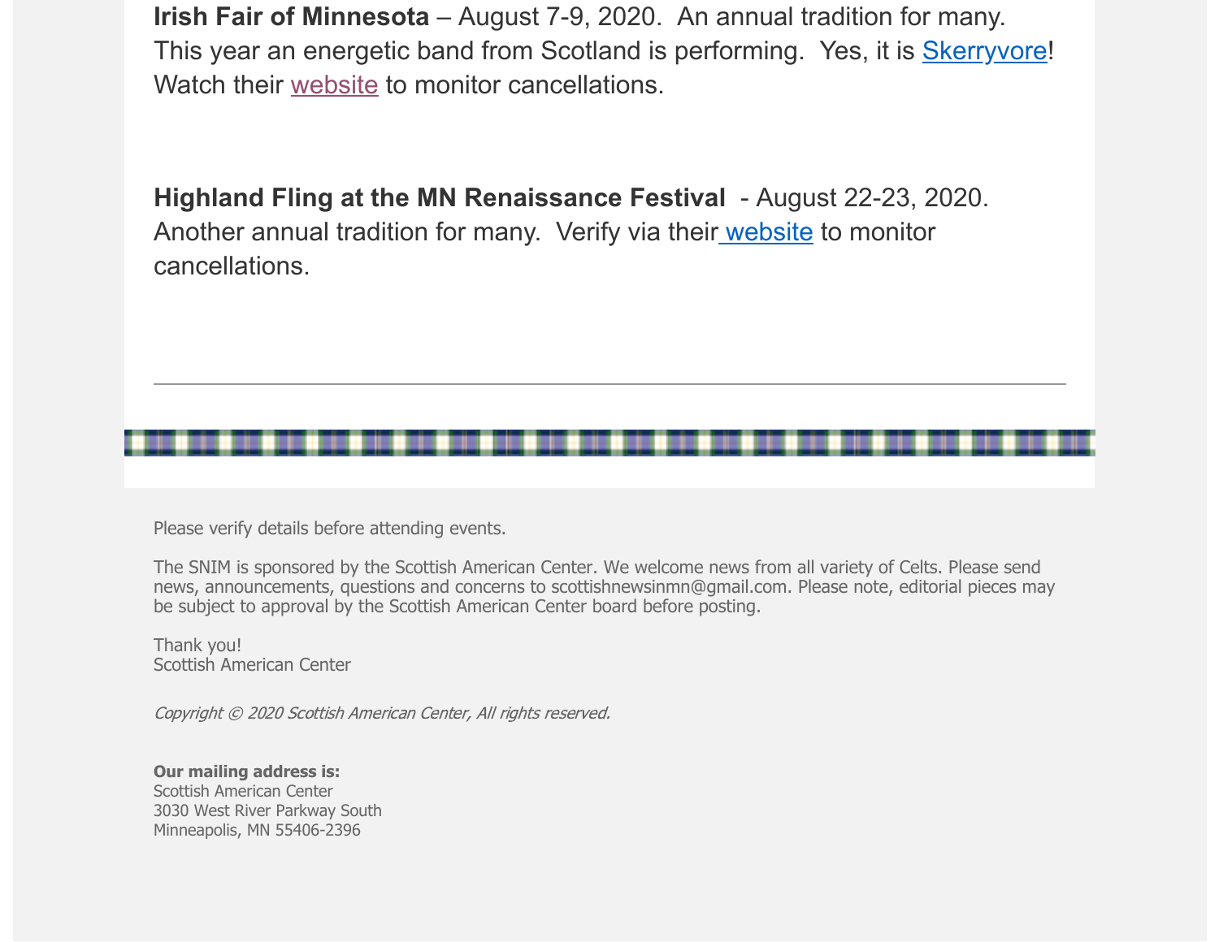**Irish Fair of Minnesota** – August 7-9, 2020. An annual tradition for many. This year an energetic band from Scotland is performing. Yes, it is Skerryvore! Watch their website to monitor cancellations.

**Highland Fling at the MN Renaissance Festival** - August 22-23, 2020. Another annual tradition for many. Verify via their website to monitor cancellations.

---

Please verify details before attending events.

The SNIM is sponsored by the Scottish American Center. We welcome news from all variety of Celts. Please send news, announcements, questions and concerns to scottishnewsinmn@gmail.com. Please note, editorial pieces may be subject to approval by the Scottish American Center board before posting.

Thank you!
Scottish American Center

*Copyright © 2020 Scottish American Center, All rights reserved.*

**Our mailing address is:**
Scottish American Center
3030 West River Parkway South
Minneapolis, MN 55406-2396